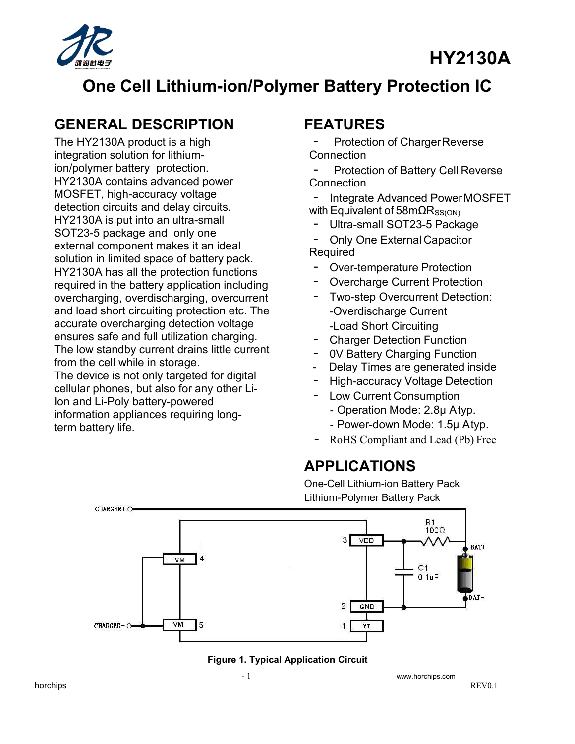# HY2130A

# One Cell Lithium-ion/Polymer Battery Protection IC

## GENERAL DESCRIPTION

The HY2130A product is a high integration solution for lithium-ion/polymer battery protection. HY2130A contains advanced power MOSFET, high-accuracy voltage detection circuits and delay circuits. HY2130A is put into an ultra-small SOT23-5 package and only one external component makes it an ideal solution in limited space of battery pack. HY2130A has all the protection functions required in the battery application including overcharging, overdischarging, overcurrent and load short circuiting protection etc. The accurate overcharging detection voltage ensures safe and full utilization charging. The low standby current drains little current from the cell while in storage.

The device is not only targeted for digital cellular phones, but also for any other Li-Ion and Li-Poly battery-powered information appliances requiring long-term battery life.

## FEATURES

- Protection of Charger Reverse Connection
- Protection of Battery Cell Reverse Connection
- Integrate Advanced Power MOSFET with Equivalent of 58mΩ$R_{SS(ON)}$
- Ultra-small SOT23-5 Package
- Only One External Capacitor Required
- Over-temperature Protection
- Overcharge Current Protection
- Two-step Overcurrent Detection:
  - Overdischarge Current
  - Load Short Circuiting
- Charger Detection Function
- 0V Battery Charging Function
- Delay Times are generated inside
- High-accuracy Voltage Detection
- Low Current Consumption
  - Operation Mode: 2.8μ Atyp.
  - Power-down Mode: 1.5μ Atyp.
- RoHS Compliant and Lead (Pb) Free

## APPLICATIONS

One-Cell Lithium-ion Battery Pack
Lithium-Polymer Battery Pack

**Figure 1. Typical Application Circuit**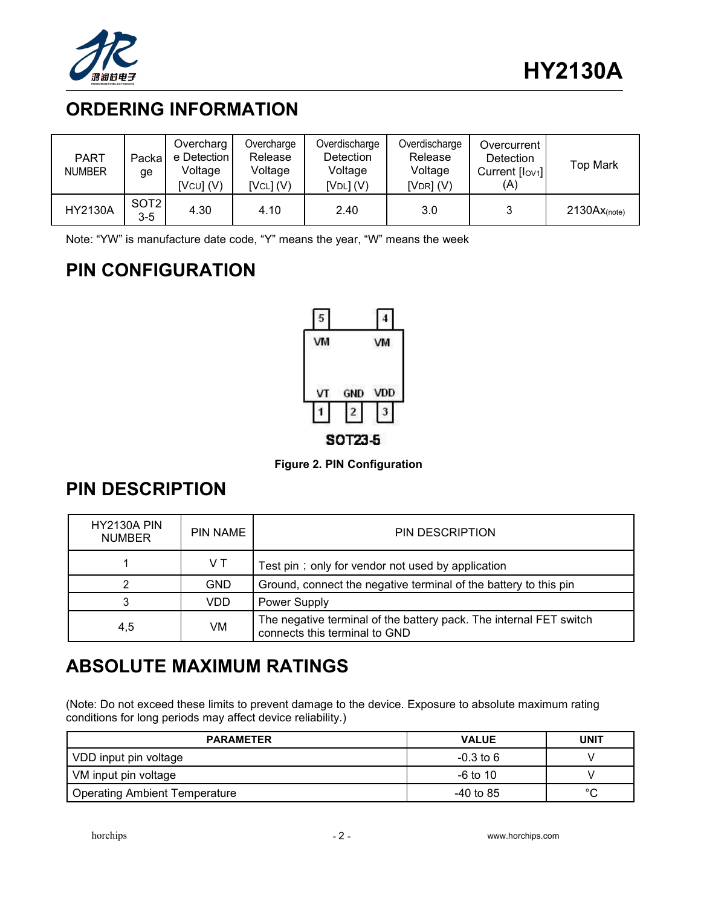## ORDERING INFORMATION

| PART NUMBER | Package | Overcharge Detection Voltage [$V_{CU}$] (V) | Overcharge Release Voltage [$V_{CL}$] (V) | Overdischarge Detection Voltage [$V_{DL}$] (V) | Overdischarge Release Voltage [$V_{DR}$] (V) | Overcurrent Detection Current [$I_{OV1}$] (A) | Top Mark |
|---|---|---|---|---|---|---|---|
| HY2130A | SOT23-5 | 4.30 | 4.10 | 2.40 | 3.0 | 3 | 2130Ax(note) |

Note: "YW" is manufacture date code, "Y" means the year, "W" means the week

## PIN CONFIGURATION

5 VM　　4 VM

VT　GND　VDD
1　　2　　3

SOT23-5

**Figure 2. PIN Configuration**

## PIN DESCRIPTION

| HY2130A PIN NUMBER | PIN NAME | PIN DESCRIPTION |
|---|---|---|
| 1 | V T | Test pin；only for vendor not used by application |
| 2 | GND | Ground, connect the negative terminal of the battery to this pin |
| 3 | VDD | Power Supply |
| 4,5 | VM | The negative terminal of the battery pack. The internal FET switch connects this terminal to GND |

## ABSOLUTE MAXIMUM RATINGS

(Note: Do not exceed these limits to prevent damage to the device. Exposure to absolute maximum rating conditions for long periods may affect device reliability.)

| PARAMETER | VALUE | UNIT |
|---|---|---|
| VDD input pin voltage | -0.3 to 6 | V |
| VM input pin voltage | -6 to 10 | V |
| Operating Ambient Temperature | -40 to 85 | °C |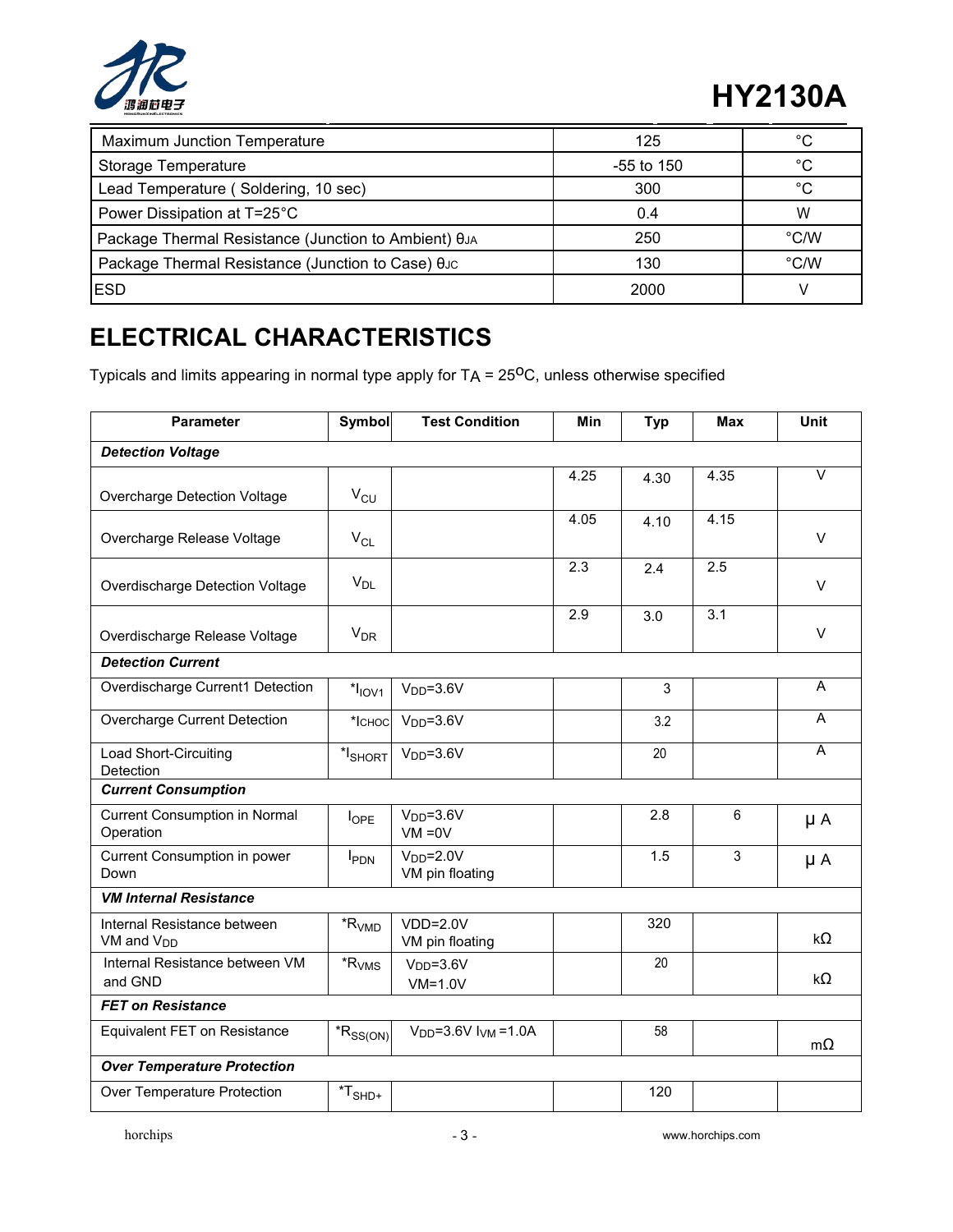| Maximum Junction Temperature | 125 | °C |
|---|---|---|
| Storage Temperature | -55 to 150 | °C |
| Lead Temperature ( Soldering, 10 sec) | 300 | °C |
| Power Dissipation at T=25°C | 0.4 | W |
| Package Thermal Resistance (Junction to Ambient) $\theta_{JA}$ | 250 | °C/W |
| Package Thermal Resistance (Junction to Case) $\theta_{JC}$ | 130 | °C/W |
| ESD | 2000 | V |

## ELECTRICAL CHARACTERISTICS

Typicals and limits appearing in normal type apply for $T_A$ = 25°C, unless otherwise specified

| Parameter | Symbol | Test Condition | Min | Typ | Max | Unit |
|---|---|---|---|---|---|---|
| ***Detection Voltage*** | | | | | | |
| Overcharge Detection Voltage | $V_{CU}$ | | 4.25 | 4.30 | 4.35 | V |
| Overcharge Release Voltage | $V_{CL}$ | | 4.05 | 4.10 | 4.15 | V |
| Overdischarge Detection Voltage | $V_{DL}$ | | 2.3 | 2.4 | 2.5 | V |
| Overdischarge Release Voltage | $V_{DR}$ | | 2.9 | 3.0 | 3.1 | V |
| ***Detection Current*** | | | | | | |
| Overdischarge Current1 Detection | *$I_{IOV1}$ | $V_{DD}$=3.6V | | 3 | | A |
| Overcharge Current Detection | *$I_{CHOC}$ | $V_{DD}$=3.6V | | 3.2 | | A |
| Load Short-Circuiting Detection | *$I_{SHORT}$ | $V_{DD}$=3.6V | | 20 | | A |
| ***Current Consumption*** | | | | | | |
| Current Consumption in Normal Operation | $I_{OPE}$ | $V_{DD}$=3.6V VM =0V | | 2.8 | 6 | μA |
| Current Consumption in power Down | $I_{PDN}$ | $V_{DD}$=2.0V VM pin floating | | 1.5 | 3 | μA |
| ***VM Internal Resistance*** | | | | | | |
| Internal Resistance between VM and $V_{DD}$ | *$R_{VMD}$ | VDD=2.0V VM pin floating | | 320 | | kΩ |
| Internal Resistance between VM and GND | *$R_{VMS}$ | $V_{DD}$=3.6V VM=1.0V | | 20 | | kΩ |
| ***FET on Resistance*** | | | | | | |
| Equivalent FET on Resistance | *$R_{SS(ON)}$ | $V_{DD}$=3.6V $I_{VM}$ =1.0A | | 58 | | mΩ |
| ***Over Temperature Protection*** | | | | | | |
| Over Temperature Protection | *$T_{SHD+}$ | | | 120 | | |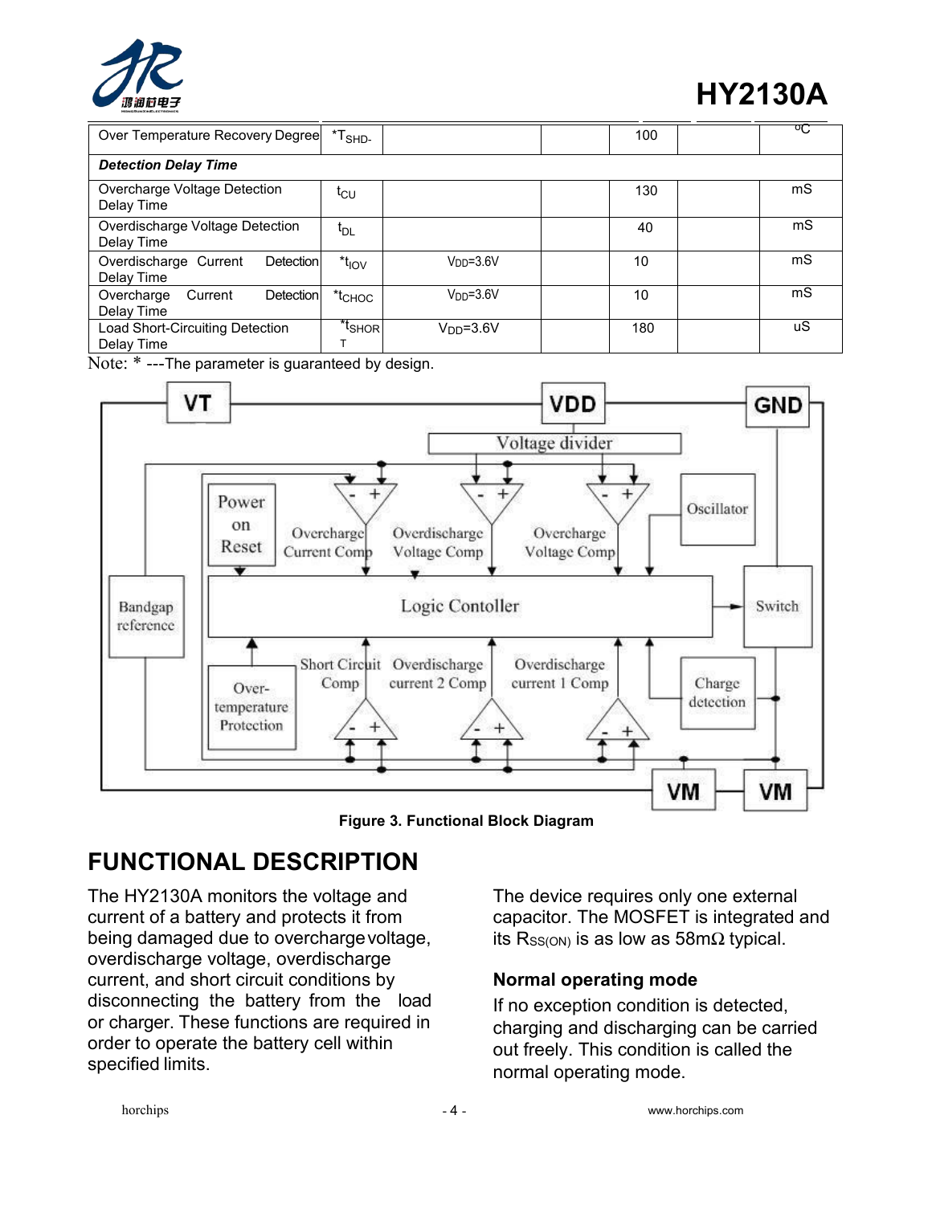| Over Temperature Recovery Degree | *$T_{SHD-}$ | | | 100 | | °C |
|---|---|---|---|---|---|---|
| ***Detection Delay Time*** | | | | | | |
| Overcharge Voltage Detection Delay Time | $t_{CU}$ | | | 130 | | mS |
| Overdischarge Voltage Detection Delay Time | $t_{DL}$ | | | 40 | | mS |
| Overdischarge Current Detection Delay Time | *$t_{IOV}$ | $V_{DD}$=3.6V | | 10 | | mS |
| Overcharge Current Detection Delay Time | *$t_{CHOC}$ | $V_{DD}$=3.6V | | 10 | | mS |
| Load Short-Circuiting Detection Delay Time | *$t_{SHORT}$ | $V_{DD}$=3.6V | | 180 | | uS |

Note: * ---The parameter is guaranteed by design.

**Figure 3. Functional Block Diagram**

## FUNCTIONAL DESCRIPTION

The HY2130A monitors the voltage and current of a battery and protects it from being damaged due to overcharge voltage, overdischarge voltage, overdischarge current, and short circuit conditions by disconnecting the battery from the load or charger. These functions are required in order to operate the battery cell within specified limits.

The device requires only one external capacitor. The MOSFET is integrated and its $R_{SS(ON)}$ is as low as 58mΩ typical.

### Normal operating mode

If no exception condition is detected, charging and discharging can be carried out freely. This condition is called the normal operating mode.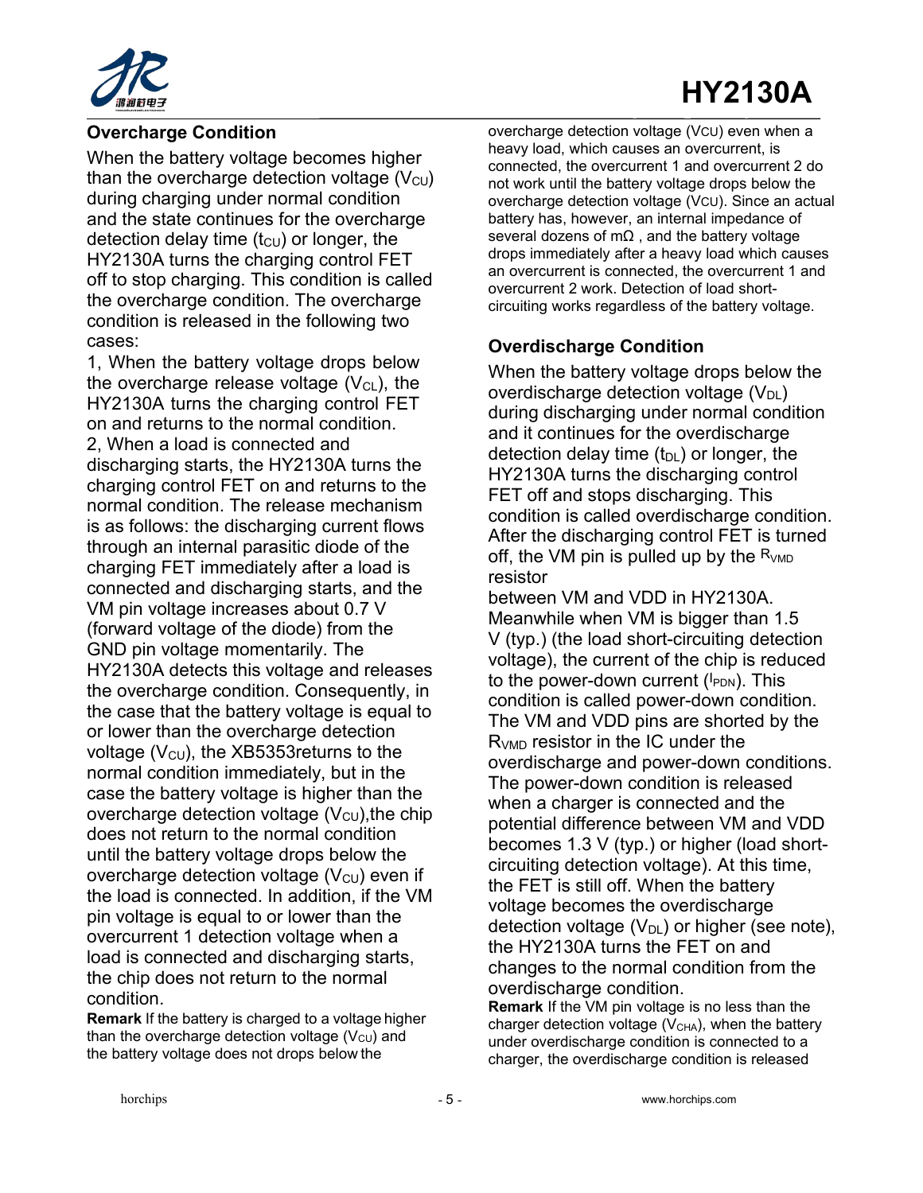## Overcharge Condition

When the battery voltage becomes higher than the overcharge detection voltage ($V_{CU}$) during charging under normal condition and the state continues for the overcharge detection delay time ($t_{CU}$) or longer, the HY2130A turns the charging control FET off to stop charging. This condition is called the overcharge condition. The overcharge condition is released in the following two cases:

1, When the battery voltage drops below the overcharge release voltage ($V_{CL}$), the HY2130A turns the charging control FET on and returns to the normal condition.

2, When a load is connected and discharging starts, the HY2130A turns the charging control FET on and returns to the normal condition. The release mechanism is as follows: the discharging current flows through an internal parasitic diode of the charging FET immediately after a load is connected and discharging starts, and the VM pin voltage increases about 0.7 V (forward voltage of the diode) from the GND pin voltage momentarily. The HY2130A detects this voltage and releases the overcharge condition. Consequently, in the case that the battery voltage is equal to or lower than the overcharge detection voltage ($V_{CU}$), the XB5353returns to the normal condition immediately, but in the case the battery voltage is higher than the overcharge detection voltage ($V_{CU}$),the chip does not return to the normal condition until the battery voltage drops below the overcharge detection voltage ($V_{CU}$) even if the load is connected. In addition, if the VM pin voltage is equal to or lower than the overcurrent 1 detection voltage when a load is connected and discharging starts, the chip does not return to the normal condition.

**Remark** If the battery is charged to a voltage higher than the overcharge detection voltage ($V_{CU}$) and the battery voltage does not drops below the overcharge detection voltage ($V_{CU}$) even when a heavy load, which causes an overcurrent, is connected, the overcurrent 1 and overcurrent 2 do not work until the battery voltage drops below the overcharge detection voltage ($V_{CU}$). Since an actual battery has, however, an internal impedance of several dozens of mΩ , and the battery voltage drops immediately after a heavy load which causes an overcurrent is connected, the overcurrent 1 and overcurrent 2 work. Detection of load short-circuiting works regardless of the battery voltage.

## Overdischarge Condition

When the battery voltage drops below the overdischarge detection voltage ($V_{DL}$) during discharging under normal condition and it continues for the overdischarge detection delay time ($t_{DL}$) or longer, the HY2130A turns the discharging control FET off and stops discharging. This condition is called overdischarge condition. After the discharging control FET is turned off, the VM pin is pulled up by the $R_{VMD}$ resistor between VM and VDD in HY2130A. Meanwhile when VM is bigger than 1.5 V (typ.) (the load short-circuiting detection voltage), the current of the chip is reduced to the power-down current ($I_{PDN}$). This condition is called power-down condition. The VM and VDD pins are shorted by the $R_{VMD}$ resistor in the IC under the overdischarge and power-down conditions. The power-down condition is released when a charger is connected and the potential difference between VM and VDD becomes 1.3 V (typ.) or higher (load short-circuiting detection voltage). At this time, the FET is still off. When the battery voltage becomes the overdischarge detection voltage ($V_{DL}$) or higher (see note), the HY2130A turns the FET on and changes to the normal condition from the overdischarge condition.

**Remark** If the VM pin voltage is no less than the charger detection voltage ($V_{CHA}$), when the battery under overdischarge condition is connected to a charger, the overdischarge condition is released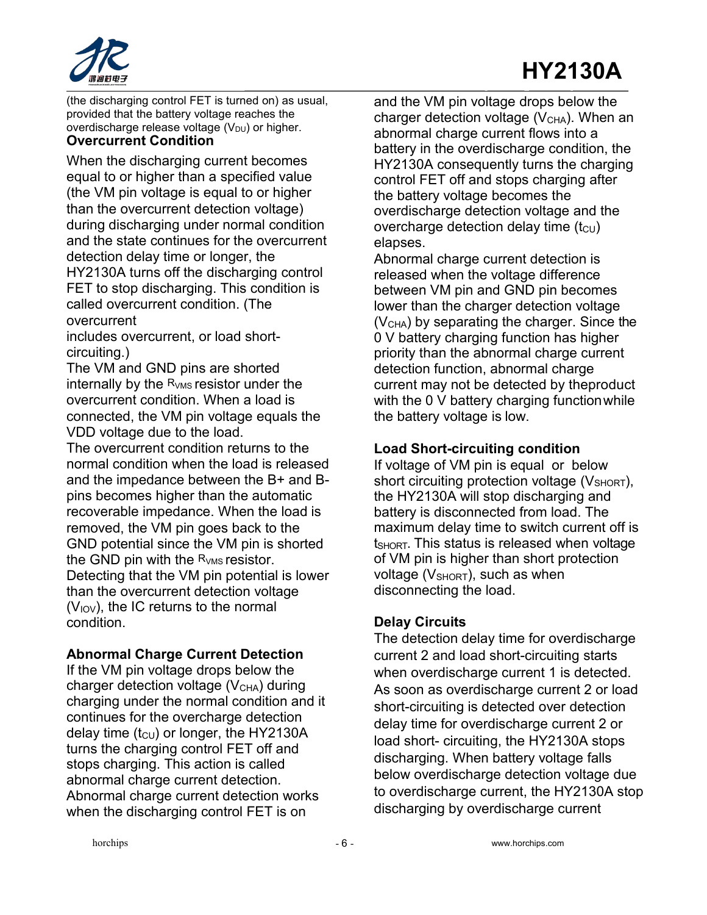(the discharging control FET is turned on) as usual, provided that the battery voltage reaches the overdischarge release voltage ($V_{DU}$) or higher.

**Overcurrent Condition**

When the discharging current becomes equal to or higher than a specified value (the VM pin voltage is equal to or higher than the overcurrent detection voltage) during discharging under normal condition and the state continues for the overcurrent detection delay time or longer, the HY2130A turns off the discharging control FET to stop discharging. This condition is called overcurrent condition. (The overcurrent
includes overcurrent, or load short-circuiting.)
The VM and GND pins are shorted internally by the $R_{VMS}$ resistor under the overcurrent condition. When a load is connected, the VM pin voltage equals the VDD voltage due to the load.
The overcurrent condition returns to the normal condition when the load is released and the impedance between the B+ and B- pins becomes higher than the automatic recoverable impedance. When the load is removed, the VM pin goes back to the GND potential since the VM pin is shorted the GND pin with the $R_{VMS}$ resistor. Detecting that the VM pin potential is lower than the overcurrent detection voltage ($V_{IOV}$), the IC returns to the normal condition.

**Abnormal Charge Current Detection**

If the VM pin voltage drops below the charger detection voltage ($V_{CHA}$) during charging under the normal condition and it continues for the overcharge detection delay time ($t_{CU}$) or longer, the HY2130A turns the charging control FET off and stops charging. This action is called abnormal charge current detection.
Abnormal charge current detection works when the discharging control FET is on and the VM pin voltage drops below the charger detection voltage ($V_{CHA}$). When an abnormal charge current flows into a battery in the overdischarge condition, the HY2130A consequently turns the charging control FET off and stops charging after the battery voltage becomes the overdischarge detection voltage and the overcharge detection delay time ($t_{CU}$) elapses.
Abnormal charge current detection is released when the voltage difference between VM pin and GND pin becomes lower than the charger detection voltage ($V_{CHA}$) by separating the charger. Since the 0 V battery charging function has higher priority than the abnormal charge current detection function, abnormal charge current may not be detected by theproduct with the 0 V battery charging function while the battery voltage is low.

**Load Short-circuiting condition**

If voltage of VM pin is equal or below short circuiting protection voltage ($V_{SHORT}$), the HY2130A will stop discharging and battery is disconnected from load. The maximum delay time to switch current off is $t_{SHORT}$. This status is released when voltage of VM pin is higher than short protection voltage ($V_{SHORT}$), such as when disconnecting the load.

**Delay Circuits**

The detection delay time for overdischarge current 2 and load short-circuiting starts when overdischarge current 1 is detected. As soon as overdischarge current 2 or load short-circuiting is detected over detection delay time for overdischarge current 2 or load short- circuiting, the HY2130A stops discharging. When battery voltage falls below overdischarge detection voltage due to overdischarge current, the HY2130A stop discharging by overdischarge current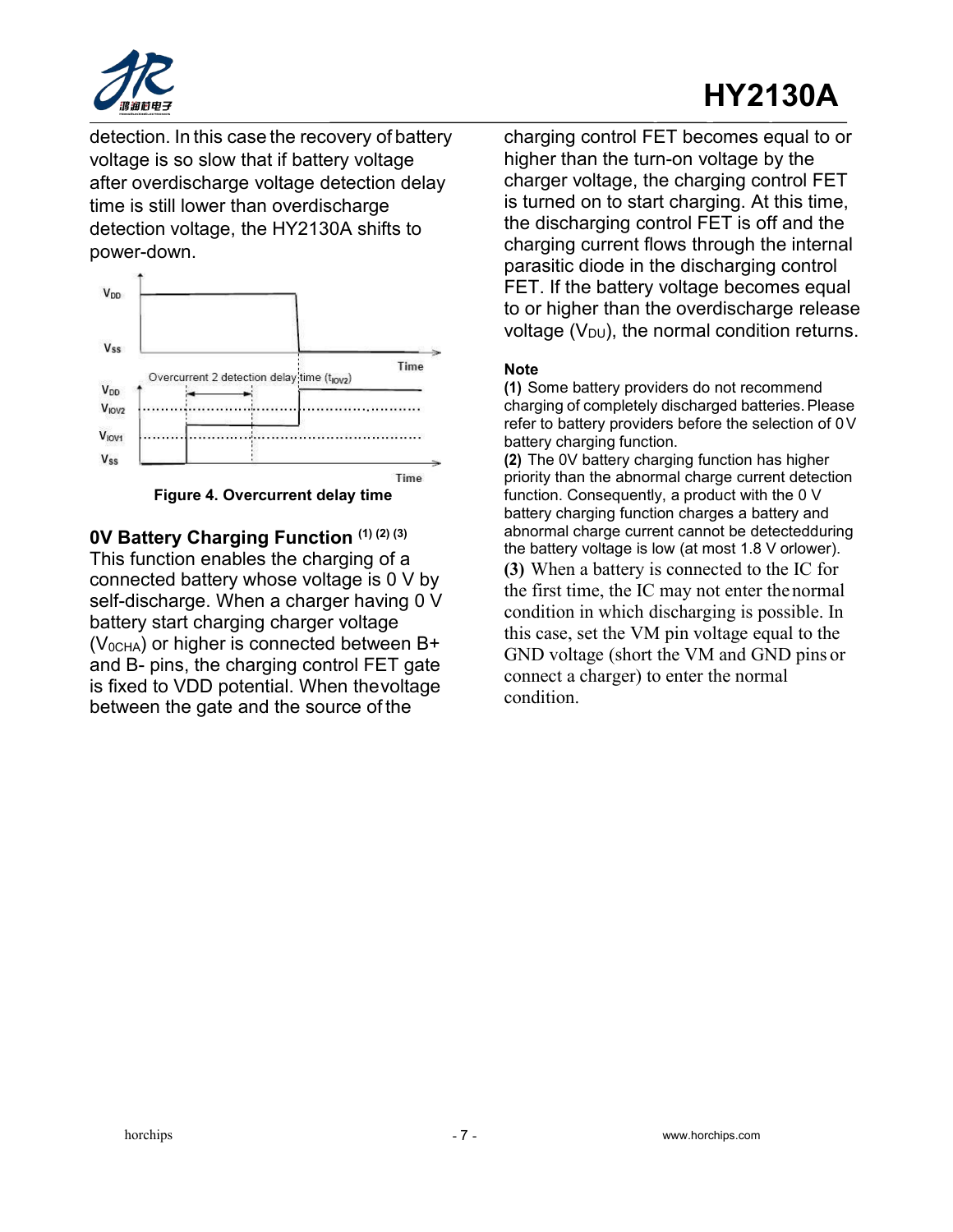detection. In this case the recovery of battery voltage is so slow that if battery voltage after overdischarge voltage detection delay time is still lower than overdischarge detection voltage, the HY2130A shifts to power-down.

**Figure 4. Overcurrent delay time**

### 0V Battery Charging Function (1) (2) (3)

This function enables the charging of a connected battery whose voltage is 0 V by self-discharge. When a charger having 0 V battery start charging charger voltage ($V_{0CHA}$) or higher is connected between B+ and B- pins, the charging control FET gate is fixed to VDD potential. When the voltage between the gate and the source of the charging control FET becomes equal to or higher than the turn-on voltage by the charger voltage, the charging control FET is turned on to start charging. At this time, the discharging control FET is off and the charging current flows through the internal parasitic diode in the discharging control FET. If the battery voltage becomes equal to or higher than the overdischarge release voltage ($V_{DU}$), the normal condition returns.

**Note**

**(1)** Some battery providers do not recommend charging of completely discharged batteries. Please refer to battery providers before the selection of 0 V battery charging function.

**(2)** The 0V battery charging function has higher priority than the abnormal charge current detection function. Consequently, a product with the 0 V battery charging function charges a battery and abnormal charge current cannot be detected during the battery voltage is low (at most 1.8 V or lower).

**(3)** When a battery is connected to the IC for the first time, the IC may not enter the normal condition in which discharging is possible. In this case, set the VM pin voltage equal to the GND voltage (short the VM and GND pins or connect a charger) to enter the normal condition.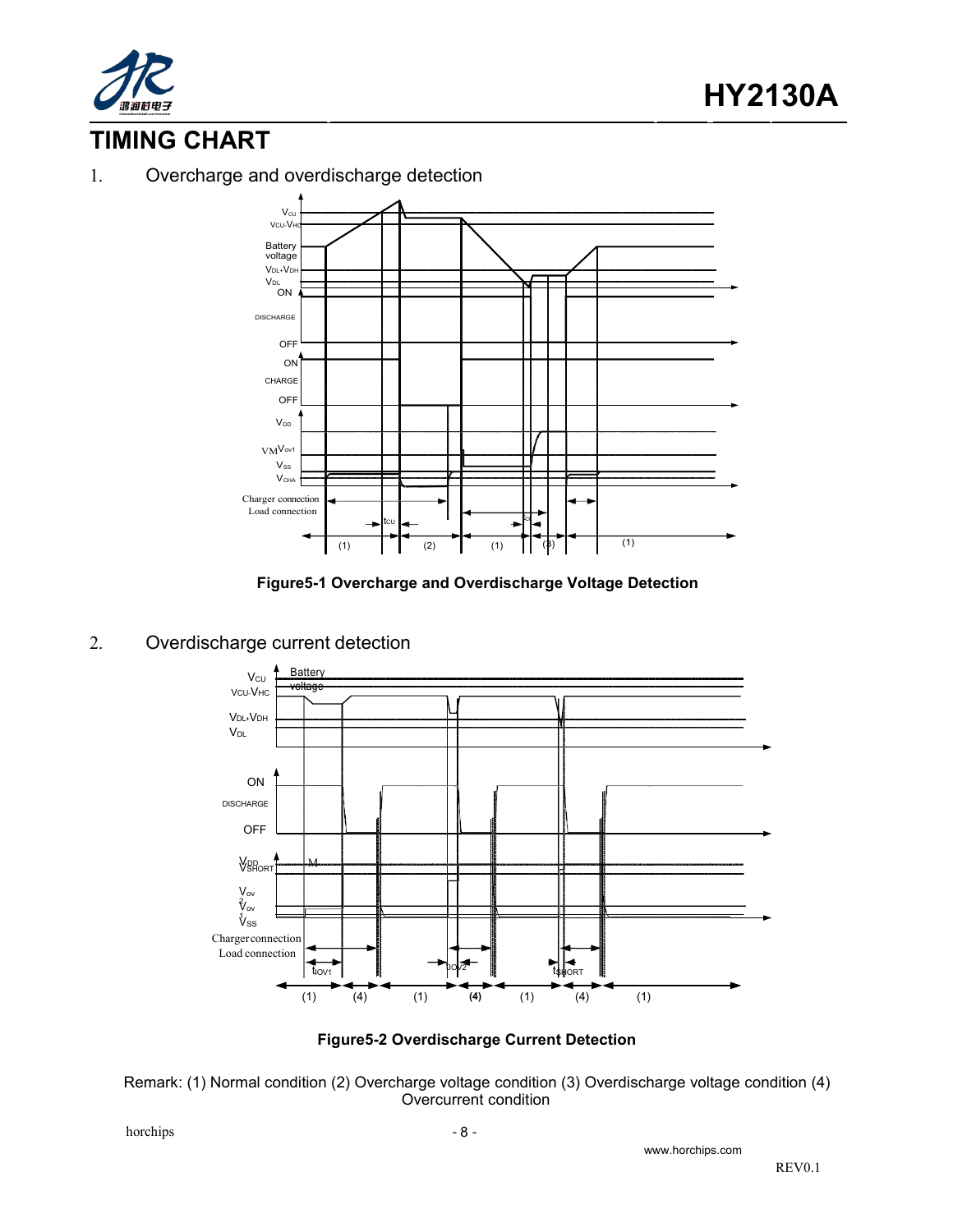# TIMING CHART

1. Overcharge and overdischarge detection

**Figure5-1 Overcharge and Overdischarge Voltage Detection**

2. Overdischarge current detection

**Figure5-2 Overdischarge Current Detection**

Remark: (1) Normal condition (2) Overcharge voltage condition (3) Overdischarge voltage condition (4) Overcurrent condition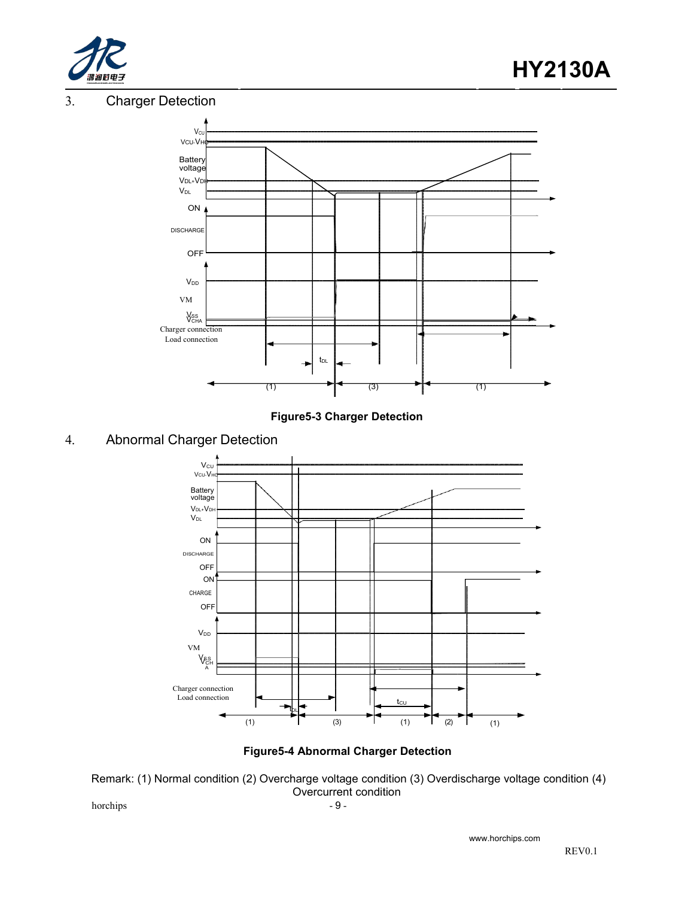## 3. Charger Detection

**Figure5-3 Charger Detection**

## 4. Abnormal Charger Detection

**Figure5-4 Abnormal Charger Detection**

Remark: (1) Normal condition (2) Overcharge voltage condition (3) Overdischarge voltage condition (4) Overcurrent condition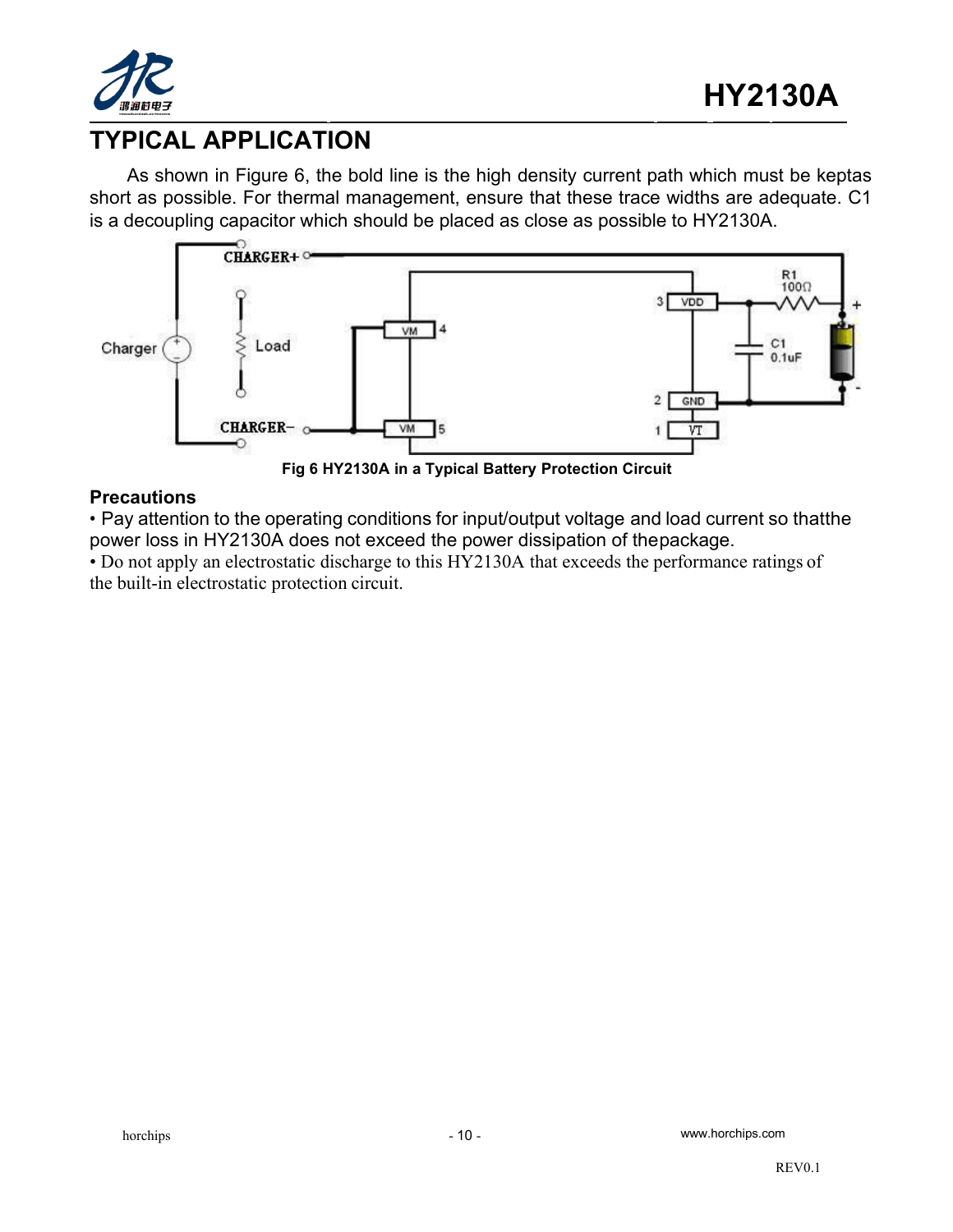## TYPICAL APPLICATION

As shown in Figure 6, the bold line is the high density current path which must be keptas short as possible. For thermal management, ensure that these trace widths are adequate. C1 is a decoupling capacitor which should be placed as close as possible to HY2130A.

Fig 6 HY2130A in a Typical Battery Protection Circuit

### Precautions

• Pay attention to the operating conditions for input/output voltage and load current so thatthe power loss in HY2130A does not exceed the power dissipation of thepackage.

• Do not apply an electrostatic discharge to this HY2130A that exceeds the performance ratings of the built-in electrostatic protection circuit.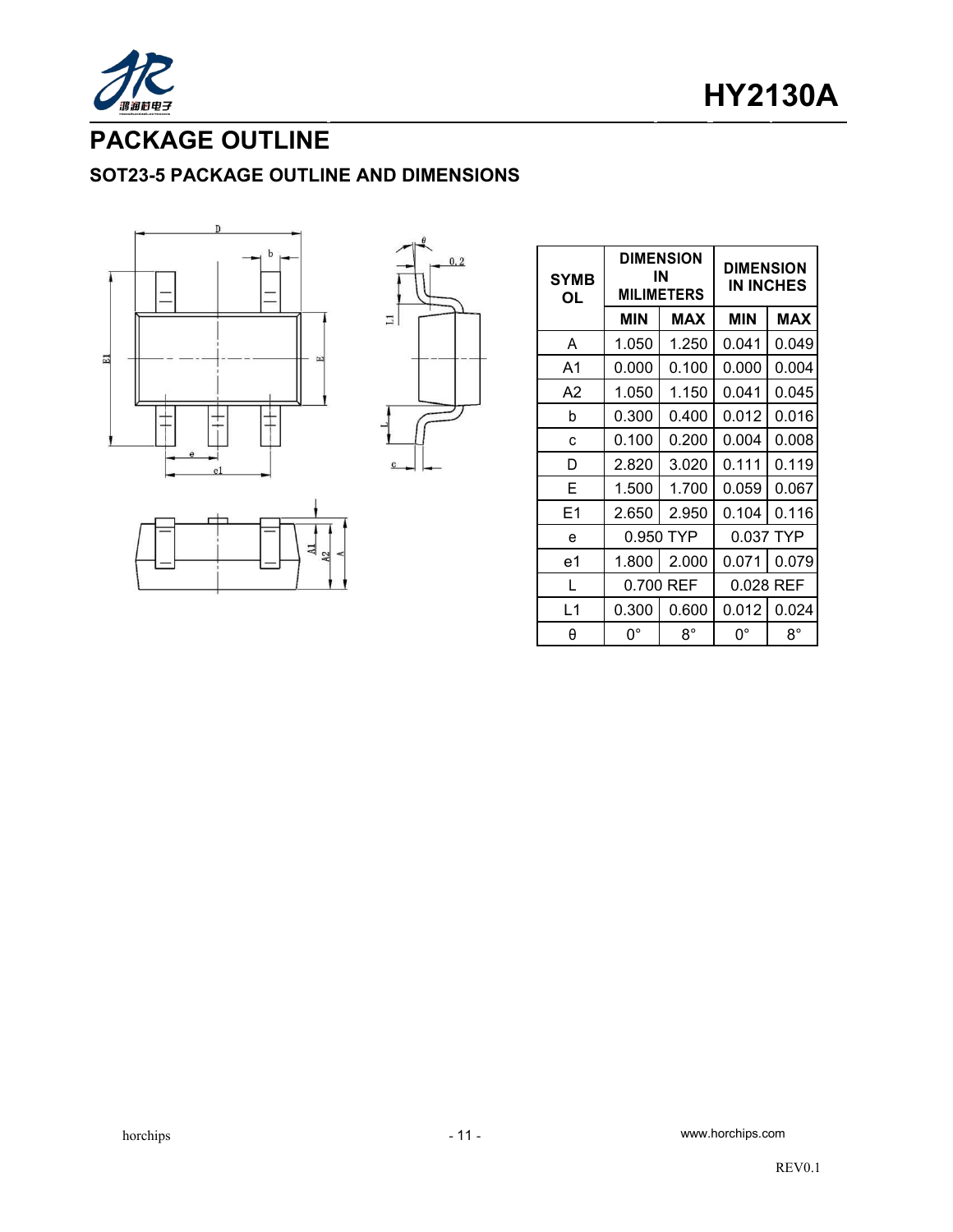# PACKAGE OUTLINE

## SOT23-5 PACKAGE OUTLINE AND DIMENSIONS

D
b
E1
E
e
e1
θ
0.2
L1
L
c
A1
A2
A

| SYMBOL | DIMENSION IN MILIMETERS | | DIMENSION IN INCHES | |
|---|---|---|---|---|
| | MIN | MAX | MIN | MAX |
| A | 1.050 | 1.250 | 0.041 | 0.049 |
| A1 | 0.000 | 0.100 | 0.000 | 0.004 |
| A2 | 1.050 | 1.150 | 0.041 | 0.045 |
| b | 0.300 | 0.400 | 0.012 | 0.016 |
| c | 0.100 | 0.200 | 0.004 | 0.008 |
| D | 2.820 | 3.020 | 0.111 | 0.119 |
| E | 1.500 | 1.700 | 0.059 | 0.067 |
| E1 | 2.650 | 2.950 | 0.104 | 0.116 |
| e | 0.950 TYP | | 0.037 TYP | |
| e1 | 1.800 | 2.000 | 0.071 | 0.079 |
| L | 0.700 REF | | 0.028 REF | |
| L1 | 0.300 | 0.600 | 0.012 | 0.024 |
| θ | 0° | 8° | 0° | 8° |